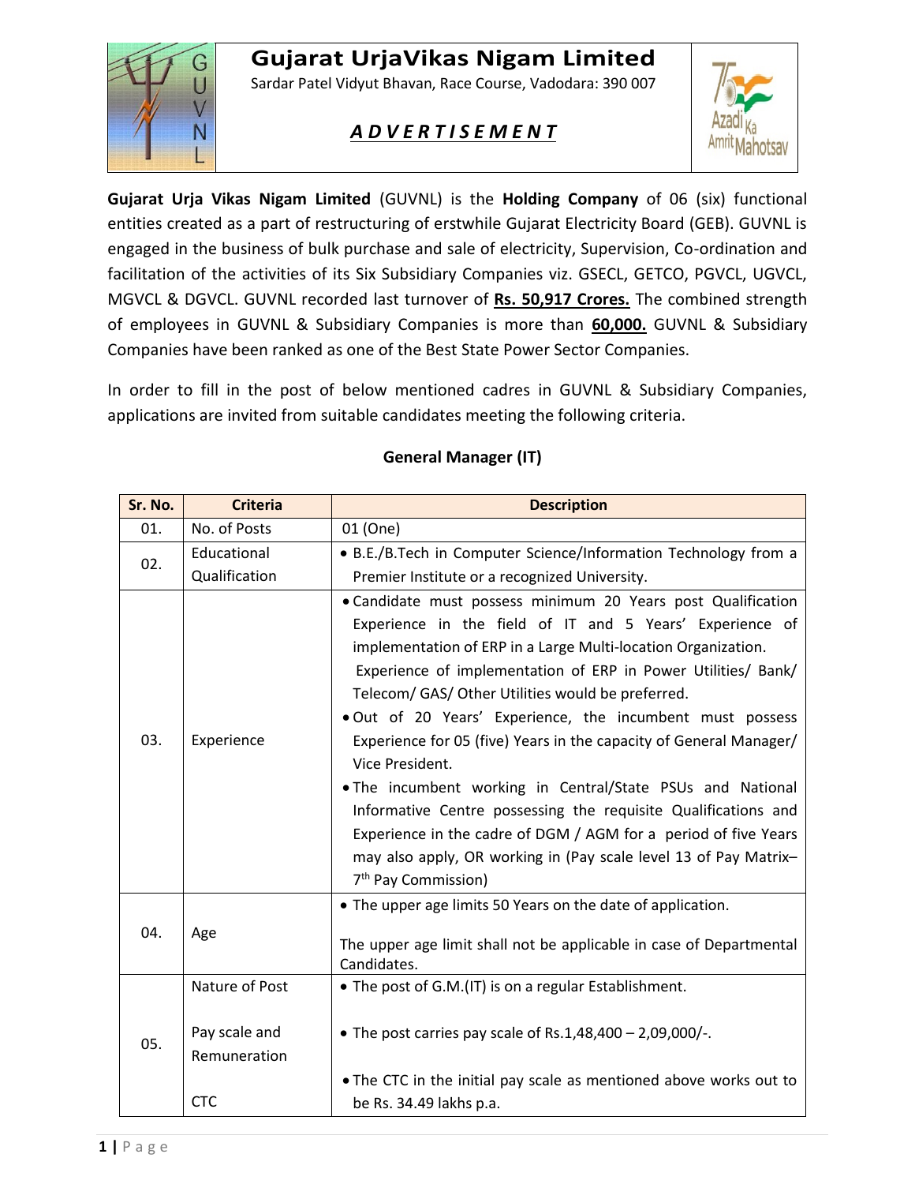# Gujarat UrjaVikas Nigam Limited

Sardar Patel Vidyut Bhavan, Race Course, Vadodara: 390 007

## *A D V E R T I S E M E N T*

**Gujarat Urja Vikas Nigam Limited** (GUVNL) is the **Holding Company** of 06 (six) functional entities created as a part of restructuring of erstwhile Gujarat Electricity Board (GEB). GUVNL is engaged in the business of bulk purchase and sale of electricity, Supervision, Co-ordination and facilitation of the activities of its Six Subsidiary Companies viz. GSECL, GETCO, PGVCL, UGVCL, MGVCL & DGVCL. GUVNL recorded last turnover of **Rs. 50,917 Crores.** The combined strength of employees in GUVNL & Subsidiary Companies is more than **60,000.** GUVNL & Subsidiary Companies have been ranked as one of the Best State Power Sector Companies.

In order to fill in the post of below mentioned cadres in GUVNL & Subsidiary Companies, applications are invited from suitable candidates meeting the following criteria.

### General Manager (IT)

| Sr. No. | Criteria | Description |
|---|---|---|
| 01. | No. of Posts | 01 (One) |
| 02. | Educational Qualification | • B.E./B.Tech in Computer Science/Information Technology from a Premier Institute or a recognized University. |
| 03. | Experience | • Candidate must possess minimum 20 Years post Qualification Experience in the field of IT and 5 Years' Experience of implementation of ERP in a Large Multi-location Organization. Experience of implementation of ERP in Power Utilities/ Bank/ Telecom/ GAS/ Other Utilities would be preferred.<br>• Out of 20 Years' Experience, the incumbent must possess Experience for 05 (five) Years in the capacity of General Manager/ Vice President.<br>• The incumbent working in Central/State PSUs and National Informative Centre possessing the requisite Qualifications and Experience in the cadre of DGM / AGM for a period of five Years may also apply, OR working in (Pay scale level 13 of Pay Matrix– 7th Pay Commission) |
| 04. | Age | • The upper age limits 50 Years on the date of application.<br><br>The upper age limit shall not be applicable in case of Departmental Candidates. |
| 05. | Nature of Post<br><br>Pay scale and Remuneration<br><br>CTC | • The post of G.M.(IT) is on a regular Establishment.<br><br>• The post carries pay scale of Rs.1,48,400 – 2,09,000/-.<br><br>• The CTC in the initial pay scale as mentioned above works out to be Rs. 34.49 lakhs p.a. |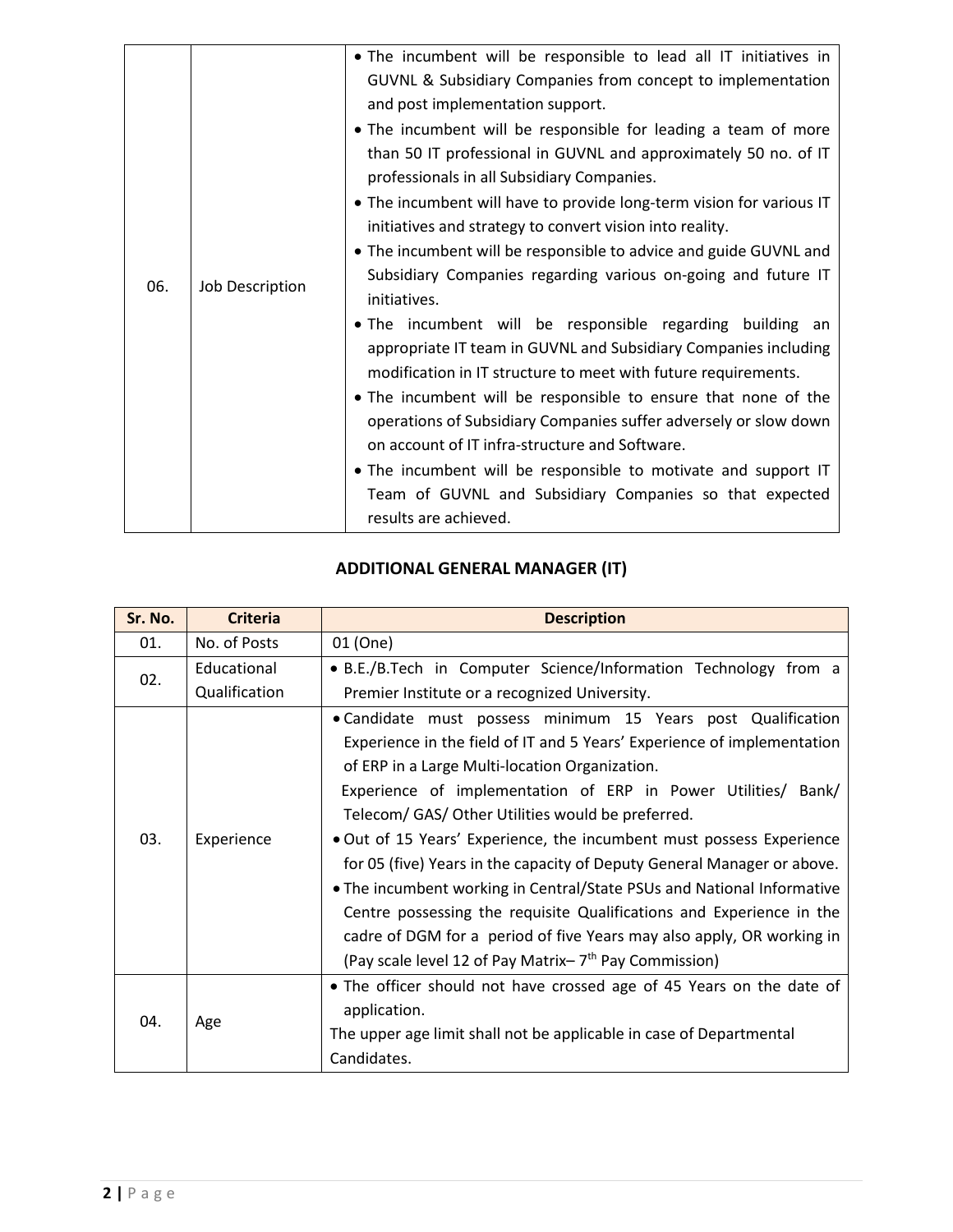| | | |
|---|---|---|
| 06. | Job Description | • The incumbent will be responsible to lead all IT initiatives in GUVNL & Subsidiary Companies from concept to implementation and post implementation support.<br>• The incumbent will be responsible for leading a team of more than 50 IT professional in GUVNL and approximately 50 no. of IT professionals in all Subsidiary Companies.<br>• The incumbent will have to provide long-term vision for various IT initiatives and strategy to convert vision into reality.<br>• The incumbent will be responsible to advice and guide GUVNL and Subsidiary Companies regarding various on-going and future IT initiatives.<br>• The incumbent will be responsible regarding building an appropriate IT team in GUVNL and Subsidiary Companies including modification in IT structure to meet with future requirements.<br>• The incumbent will be responsible to ensure that none of the operations of Subsidiary Companies suffer adversely or slow down on account of IT infra-structure and Software.<br>• The incumbent will be responsible to motivate and support IT Team of GUVNL and Subsidiary Companies so that expected results are achieved. |

## ADDITIONAL GENERAL MANAGER (IT)

| Sr. No. | Criteria | Description |
|---|---|---|
| 01. | No. of Posts | 01 (One) |
| 02. | Educational Qualification | • B.E./B.Tech in Computer Science/Information Technology from a Premier Institute or a recognized University. |
| 03. | Experience | • Candidate must possess minimum 15 Years post Qualification Experience in the field of IT and 5 Years' Experience of implementation of ERP in a Large Multi-location Organization.<br>Experience of implementation of ERP in Power Utilities/ Bank/ Telecom/ GAS/ Other Utilities would be preferred.<br>• Out of 15 Years' Experience, the incumbent must possess Experience for 05 (five) Years in the capacity of Deputy General Manager or above.<br>• The incumbent working in Central/State PSUs and National Informative Centre possessing the requisite Qualifications and Experience in the cadre of DGM for a period of five Years may also apply, OR working in (Pay scale level 12 of Pay Matrix– 7th Pay Commission) |
| 04. | Age | • The officer should not have crossed age of 45 Years on the date of application.<br>The upper age limit shall not be applicable in case of Departmental Candidates. |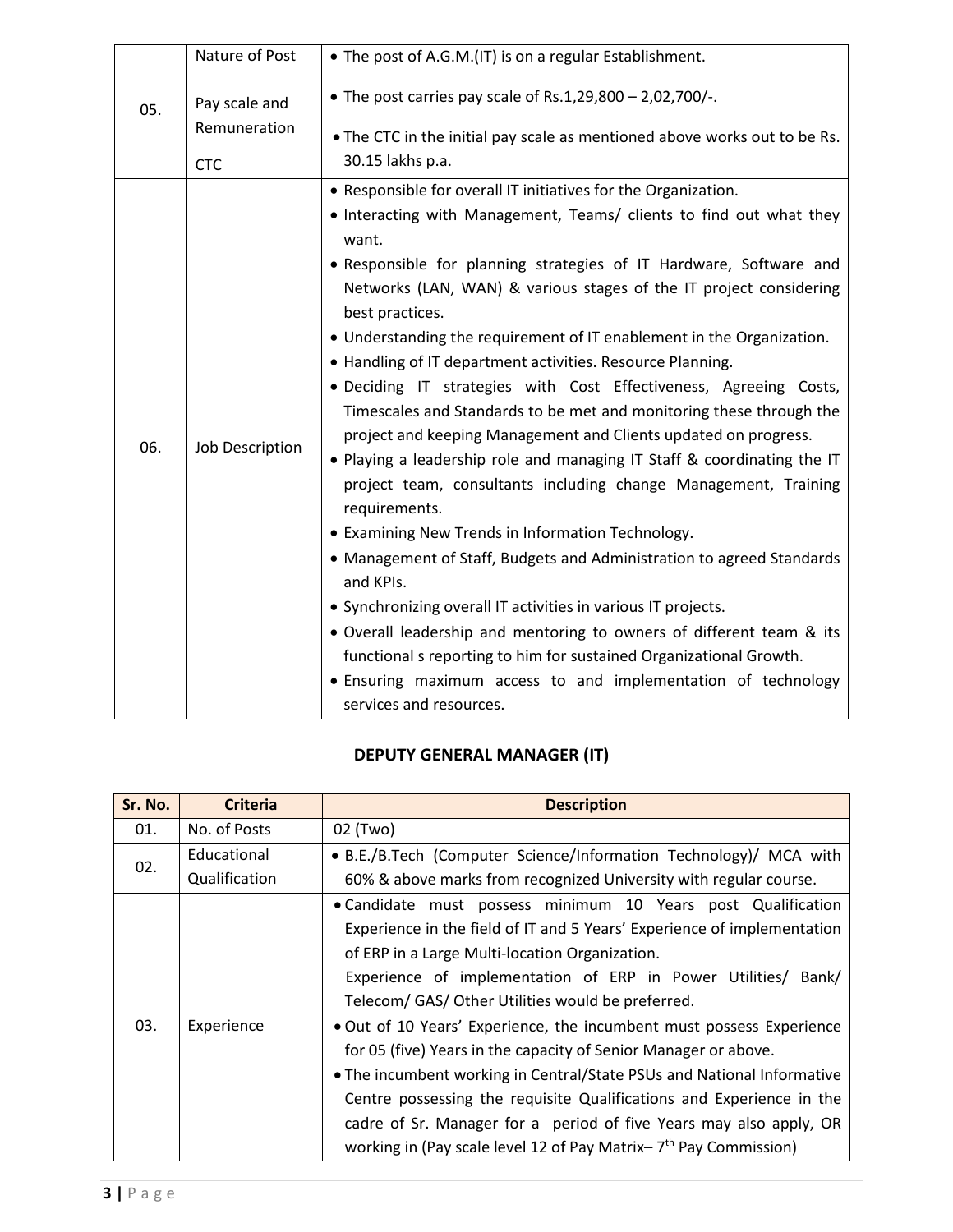| | | |
|---|---|---|
| 05. | Nature of Post<br><br>Pay scale and Remuneration<br><br>CTC | • The post of A.G.M.(IT) is on a regular Establishment.<br>• The post carries pay scale of Rs.1,29,800 – 2,02,700/-.<br>• The CTC in the initial pay scale as mentioned above works out to be Rs. 30.15 lakhs p.a. |
| 06. | Job Description | • Responsible for overall IT initiatives for the Organization.<br>• Interacting with Management, Teams/ clients to find out what they want.<br>• Responsible for planning strategies of IT Hardware, Software and Networks (LAN, WAN) & various stages of the IT project considering best practices.<br>• Understanding the requirement of IT enablement in the Organization.<br>• Handling of IT department activities. Resource Planning.<br>• Deciding IT strategies with Cost Effectiveness, Agreeing Costs, Timescales and Standards to be met and monitoring these through the project and keeping Management and Clients updated on progress.<br>• Playing a leadership role and managing IT Staff & coordinating the IT project team, consultants including change Management, Training requirements.<br>• Examining New Trends in Information Technology.<br>• Management of Staff, Budgets and Administration to agreed Standards and KPIs.<br>• Synchronizing overall IT activities in various IT projects.<br>• Overall leadership and mentoring to owners of different team & its functional s reporting to him for sustained Organizational Growth.<br>• Ensuring maximum access to and implementation of technology services and resources. |

## DEPUTY GENERAL MANAGER (IT)

| Sr. No. | Criteria | Description |
|---|---|---|
| 01. | No. of Posts | 02 (Two) |
| 02. | Educational Qualification | • B.E./B.Tech (Computer Science/Information Technology)/ MCA with 60% & above marks from recognized University with regular course. |
| 03. | Experience | • Candidate must possess minimum 10 Years post Qualification Experience in the field of IT and 5 Years' Experience of implementation of ERP in a Large Multi-location Organization.<br>Experience of implementation of ERP in Power Utilities/ Bank/ Telecom/ GAS/ Other Utilities would be preferred.<br>• Out of 10 Years' Experience, the incumbent must possess Experience for 05 (five) Years in the capacity of Senior Manager or above.<br>• The incumbent working in Central/State PSUs and National Informative Centre possessing the requisite Qualifications and Experience in the cadre of Sr. Manager for a period of five Years may also apply, OR working in (Pay scale level 12 of Pay Matrix– 7th Pay Commission) |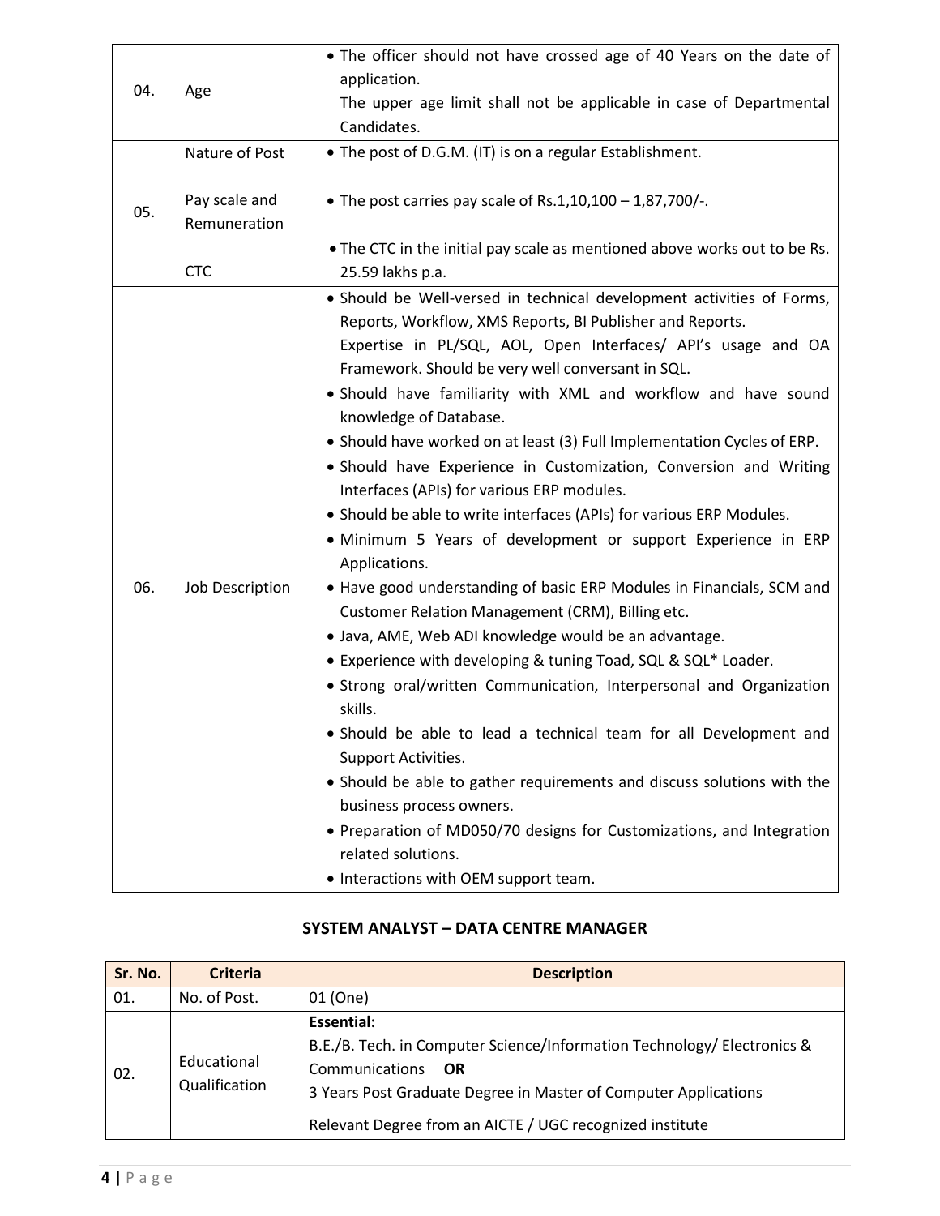| | | |
|---|---|---|
| 04. | Age | • The officer should not have crossed age of 40 Years on the date of application.<br>The upper age limit shall not be applicable in case of Departmental Candidates. |
| 05. | Nature of Post<br><br>Pay scale and Remuneration<br><br>CTC | • The post of D.G.M. (IT) is on a regular Establishment.<br><br>• The post carries pay scale of Rs.1,10,100 – 1,87,700/-.<br><br>• The CTC in the initial pay scale as mentioned above works out to be Rs. 25.59 lakhs p.a. |
| 06. | Job Description | • Should be Well-versed in technical development activities of Forms, Reports, Workflow, XMS Reports, BI Publisher and Reports.<br>Expertise in PL/SQL, AOL, Open Interfaces/ API's usage and OA Framework. Should be very well conversant in SQL.<br>• Should have familiarity with XML and workflow and have sound knowledge of Database.<br>• Should have worked on at least (3) Full Implementation Cycles of ERP.<br>• Should have Experience in Customization, Conversion and Writing Interfaces (APIs) for various ERP modules.<br>• Should be able to write interfaces (APIs) for various ERP Modules.<br>• Minimum 5 Years of development or support Experience in ERP Applications.<br>• Have good understanding of basic ERP Modules in Financials, SCM and Customer Relation Management (CRM), Billing etc.<br>• Java, AME, Web ADI knowledge would be an advantage.<br>• Experience with developing & tuning Toad, SQL & SQL* Loader.<br>• Strong oral/written Communication, Interpersonal and Organization skills.<br>• Should be able to lead a technical team for all Development and Support Activities.<br>• Should be able to gather requirements and discuss solutions with the business process owners.<br>• Preparation of MD050/70 designs for Customizations, and Integration related solutions.<br>• Interactions with OEM support team. |

## SYSTEM ANALYST – DATA CENTRE MANAGER

| Sr. No. | Criteria | Description |
|---|---|---|
| 01. | No. of Post. | 01 (One) |
| 02. | Educational Qualification | **Essential:**<br>B.E./B. Tech. in Computer Science/Information Technology/ Electronics & Communications **OR**<br>3 Years Post Graduate Degree in Master of Computer Applications<br><br>Relevant Degree from an AICTE / UGC recognized institute |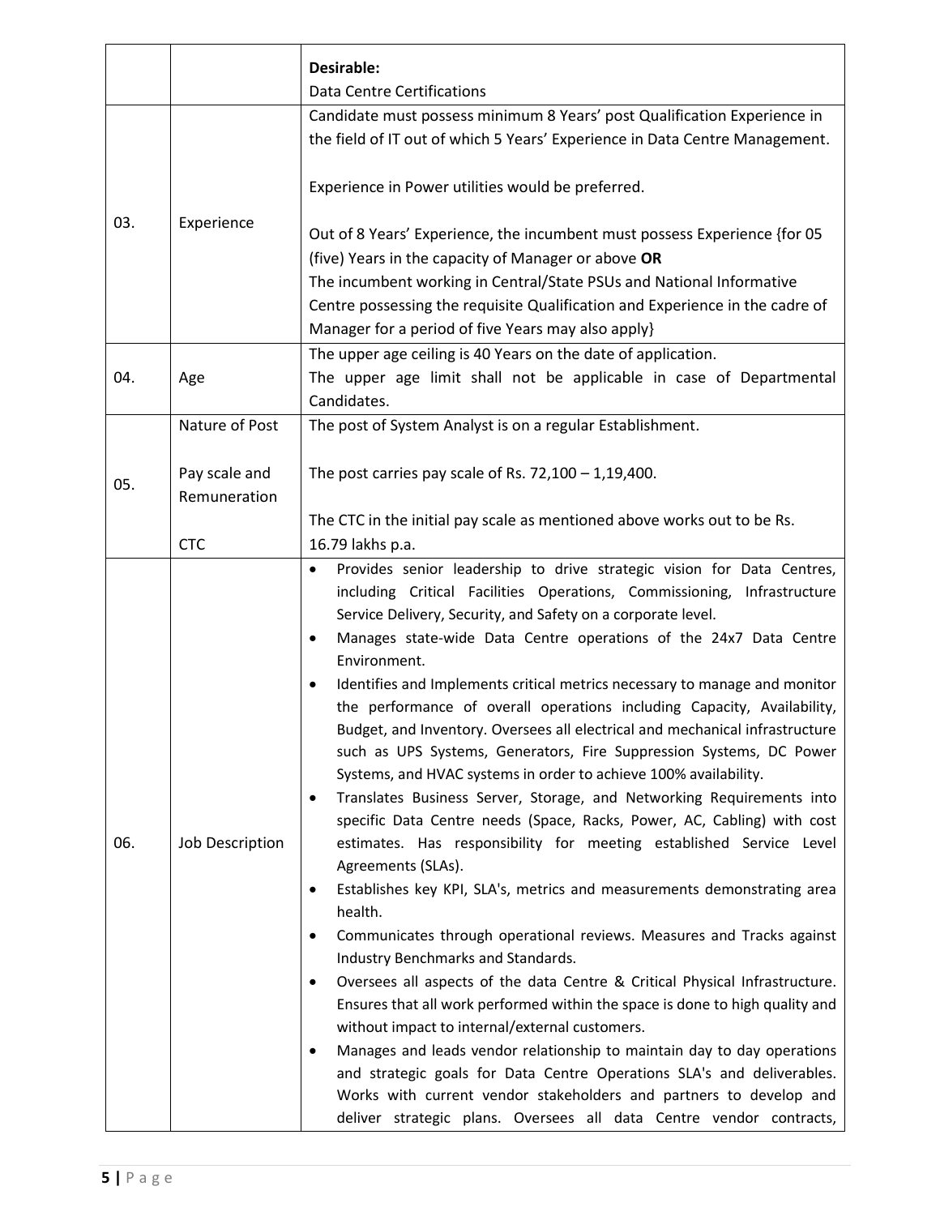| | | |
|---|---|---|
| | | **Desirable:**<br>Data Centre Certifications |
| 03. | Experience | Candidate must possess minimum 8 Years' post Qualification Experience in the field of IT out of which 5 Years' Experience in Data Centre Management.<br><br>Experience in Power utilities would be preferred.<br><br>Out of 8 Years' Experience, the incumbent must possess Experience {for 05 (five) Years in the capacity of Manager or above **OR**<br>The incumbent working in Central/State PSUs and National Informative Centre possessing the requisite Qualification and Experience in the cadre of Manager for a period of five Years may also apply} |
| 04. | Age | The upper age ceiling is 40 Years on the date of application.<br>The upper age limit shall not be applicable in case of Departmental Candidates. |
| 05. | Nature of Post<br><br>Pay scale and Remuneration<br><br>CTC | The post of System Analyst is on a regular Establishment.<br><br>The post carries pay scale of Rs. 72,100 – 1,19,400.<br><br>The CTC in the initial pay scale as mentioned above works out to be Rs. 16.79 lakhs p.a. |
| 06. | Job Description | • Provides senior leadership to drive strategic vision for Data Centres, including Critical Facilities Operations, Commissioning, Infrastructure Service Delivery, Security, and Safety on a corporate level.<br>• Manages state-wide Data Centre operations of the 24x7 Data Centre Environment.<br>• Identifies and Implements critical metrics necessary to manage and monitor the performance of overall operations including Capacity, Availability, Budget, and Inventory. Oversees all electrical and mechanical infrastructure such as UPS Systems, Generators, Fire Suppression Systems, DC Power Systems, and HVAC systems in order to achieve 100% availability.<br>• Translates Business Server, Storage, and Networking Requirements into specific Data Centre needs (Space, Racks, Power, AC, Cabling) with cost estimates. Has responsibility for meeting established Service Level Agreements (SLAs).<br>• Establishes key KPI, SLA's, metrics and measurements demonstrating area health.<br>• Communicates through operational reviews. Measures and Tracks against Industry Benchmarks and Standards.<br>• Oversees all aspects of the data Centre & Critical Physical Infrastructure. Ensures that all work performed within the space is done to high quality and without impact to internal/external customers.<br>• Manages and leads vendor relationship to maintain day to day operations and strategic goals for Data Centre Operations SLA's and deliverables. Works with current vendor stakeholders and partners to develop and deliver strategic plans. Oversees all data Centre vendor contracts, |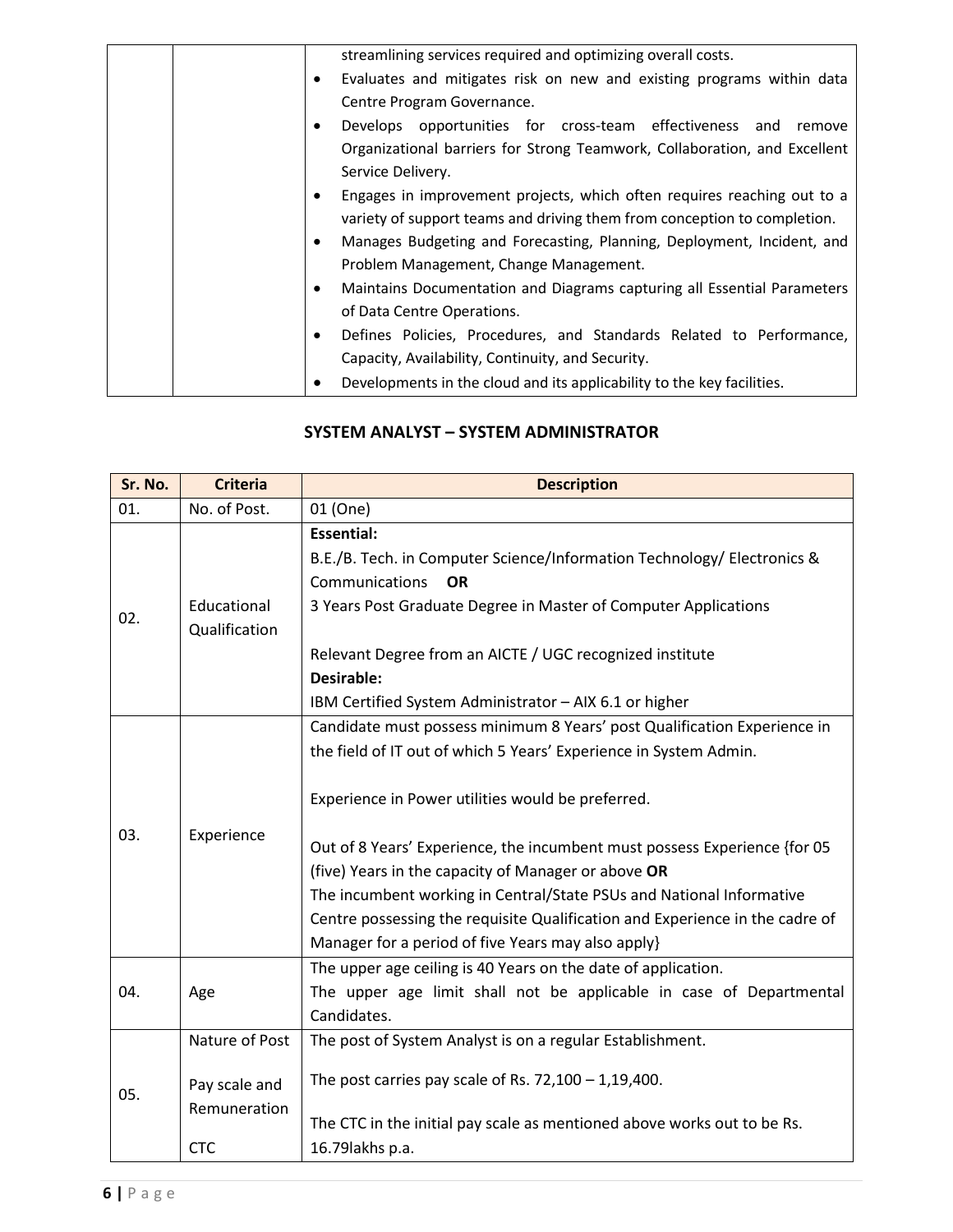| | | streamlining services required and optimizing overall costs.<br>• Evaluates and mitigates risk on new and existing programs within data Centre Program Governance.<br>• Develops opportunities for cross-team effectiveness and remove Organizational barriers for Strong Teamwork, Collaboration, and Excellent Service Delivery.<br>• Engages in improvement projects, which often requires reaching out to a variety of support teams and driving them from conception to completion.<br>• Manages Budgeting and Forecasting, Planning, Deployment, Incident, and Problem Management, Change Management.<br>• Maintains Documentation and Diagrams capturing all Essential Parameters of Data Centre Operations.<br>• Defines Policies, Procedures, and Standards Related to Performance, Capacity, Availability, Continuity, and Security.<br>• Developments in the cloud and its applicability to the key facilities. |
|---|---|---|

## SYSTEM ANALYST – SYSTEM ADMINISTRATOR

| Sr. No. | Criteria | Description |
|---|---|---|
| 01. | No. of Post. | 01 (One) |
| 02. | Educational Qualification | **Essential:**<br>B.E./B. Tech. in Computer Science/Information Technology/ Electronics & Communications **OR**<br>3 Years Post Graduate Degree in Master of Computer Applications<br><br>Relevant Degree from an AICTE / UGC recognized institute<br>**Desirable:**<br>IBM Certified System Administrator – AIX 6.1 or higher |
| 03. | Experience | Candidate must possess minimum 8 Years' post Qualification Experience in the field of IT out of which 5 Years' Experience in System Admin.<br><br>Experience in Power utilities would be preferred.<br><br>Out of 8 Years' Experience, the incumbent must possess Experience {for 05 (five) Years in the capacity of Manager or above **OR**<br>The incumbent working in Central/State PSUs and National Informative Centre possessing the requisite Qualification and Experience in the cadre of Manager for a period of five Years may also apply} |
| 04. | Age | The upper age ceiling is 40 Years on the date of application.<br>The upper age limit shall not be applicable in case of Departmental Candidates. |
| 05. | Nature of Post<br><br>Pay scale and Remuneration<br><br>CTC | The post of System Analyst is on a regular Establishment.<br><br>The post carries pay scale of Rs. 72,100 – 1,19,400.<br><br>The CTC in the initial pay scale as mentioned above works out to be Rs. 16.79lakhs p.a. |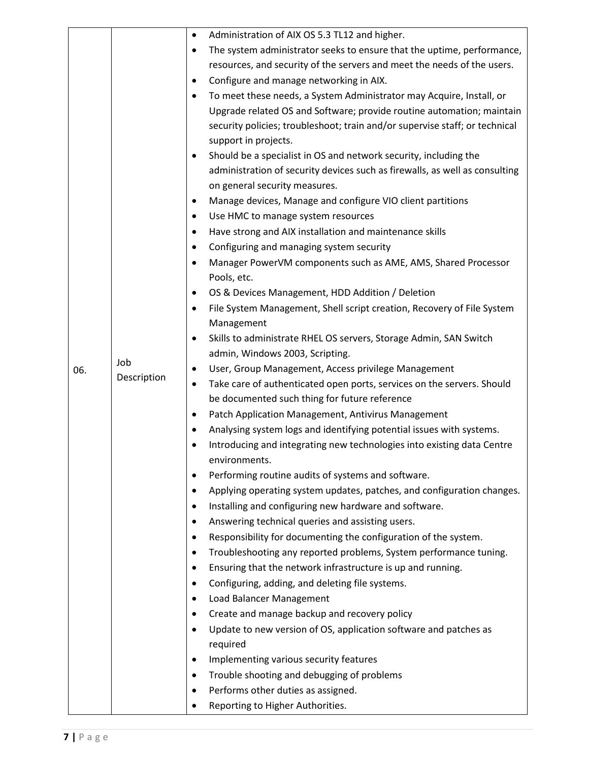| | | |
|---|---|---|
| 06. | Job Description | • Administration of AIX OS 5.3 TL12 and higher.<br>• The system administrator seeks to ensure that the uptime, performance, resources, and security of the servers and meet the needs of the users.<br>• Configure and manage networking in AIX.<br>• To meet these needs, a System Administrator may Acquire, Install, or Upgrade related OS and Software; provide routine automation; maintain security policies; troubleshoot; train and/or supervise staff; or technical support in projects.<br>• Should be a specialist in OS and network security, including the administration of security devices such as firewalls, as well as consulting on general security measures.<br>• Manage devices, Manage and configure VIO client partitions<br>• Use HMC to manage system resources<br>• Have strong and AIX installation and maintenance skills<br>• Configuring and managing system security<br>• Manager PowerVM components such as AME, AMS, Shared Processor Pools, etc.<br>• OS & Devices Management, HDD Addition / Deletion<br>• File System Management, Shell script creation, Recovery of File System Management<br>• Skills to administrate RHEL OS servers, Storage Admin, SAN Switch admin, Windows 2003, Scripting.<br>• User, Group Management, Access privilege Management<br>• Take care of authenticated open ports, services on the servers. Should be documented such thing for future reference<br>• Patch Application Management, Antivirus Management<br>• Analysing system logs and identifying potential issues with systems.<br>• Introducing and integrating new technologies into existing data Centre environments.<br>• Performing routine audits of systems and software.<br>• Applying operating system updates, patches, and configuration changes.<br>• Installing and configuring new hardware and software.<br>• Answering technical queries and assisting users.<br>• Responsibility for documenting the configuration of the system.<br>• Troubleshooting any reported problems, System performance tuning.<br>• Ensuring that the network infrastructure is up and running.<br>• Configuring, adding, and deleting file systems.<br>• Load Balancer Management<br>• Create and manage backup and recovery policy<br>• Update to new version of OS, application software and patches as required<br>• Implementing various security features<br>• Trouble shooting and debugging of problems<br>• Performs other duties as assigned.<br>• Reporting to Higher Authorities. |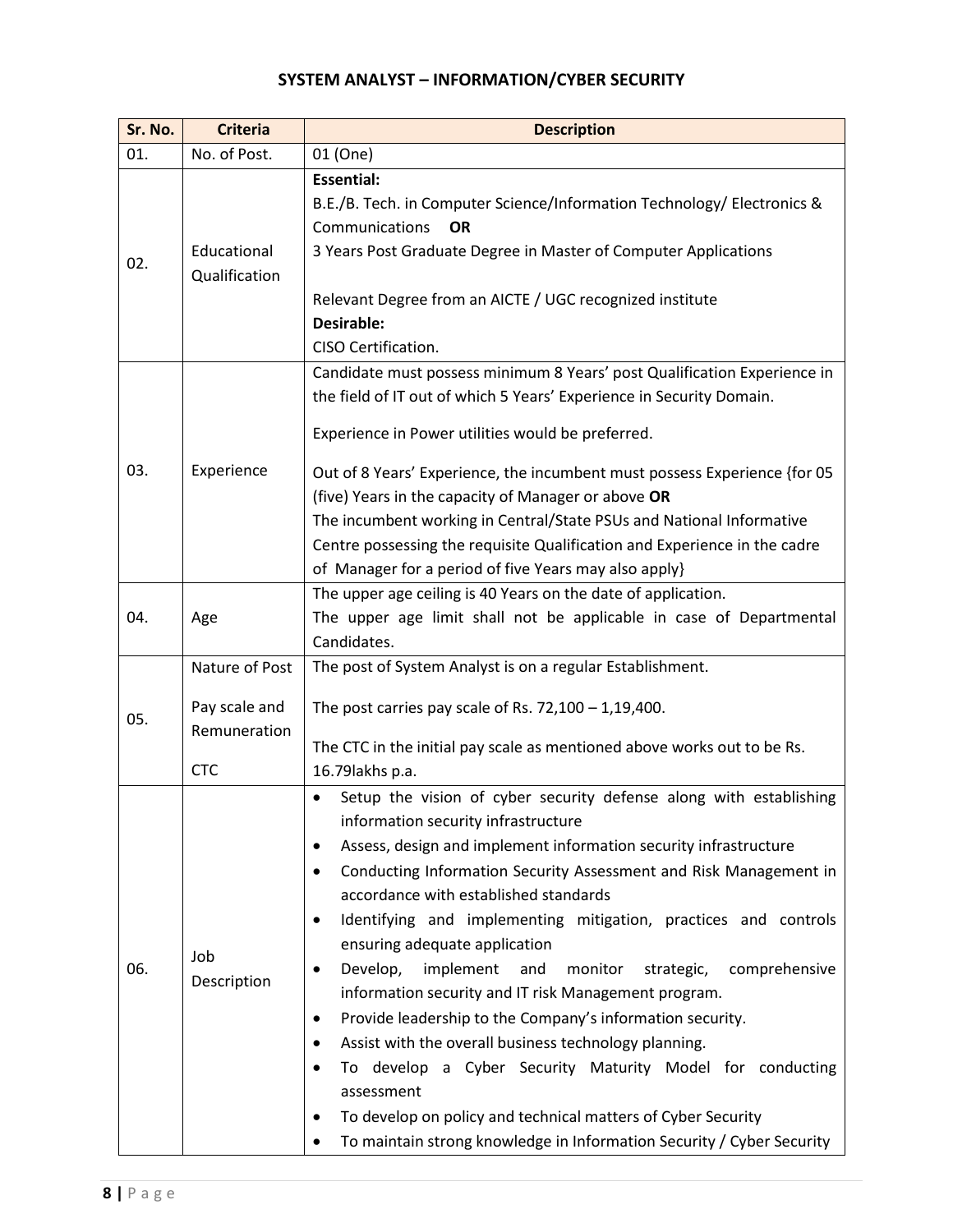## SYSTEM ANALYST – INFORMATION/CYBER SECURITY

| Sr. No. | Criteria | Description |
|---|---|---|
| 01. | No. of Post. | 01 (One) |
| 02. | Educational Qualification | **Essential:**<br>B.E./B. Tech. in Computer Science/Information Technology/ Electronics & Communications **OR**<br>3 Years Post Graduate Degree in Master of Computer Applications<br><br>Relevant Degree from an AICTE / UGC recognized institute<br>**Desirable:**<br>CISO Certification. |
| 03. | Experience | Candidate must possess minimum 8 Years' post Qualification Experience in the field of IT out of which 5 Years' Experience in Security Domain.<br><br>Experience in Power utilities would be preferred.<br><br>Out of 8 Years' Experience, the incumbent must possess Experience {for 05 (five) Years in the capacity of Manager or above **OR**<br>The incumbent working in Central/State PSUs and National Informative Centre possessing the requisite Qualification and Experience in the cadre of Manager for a period of five Years may also apply} |
| 04. | Age | The upper age ceiling is 40 Years on the date of application.<br>The upper age limit shall not be applicable in case of Departmental Candidates. |
| 05. | Nature of Post<br><br>Pay scale and Remuneration<br><br>CTC | The post of System Analyst is on a regular Establishment.<br><br>The post carries pay scale of Rs. 72,100 – 1,19,400.<br><br>The CTC in the initial pay scale as mentioned above works out to be Rs. 16.79lakhs p.a. |
| 06. | Job Description | • Setup the vision of cyber security defense along with establishing information security infrastructure<br>• Assess, design and implement information security infrastructure<br>• Conducting Information Security Assessment and Risk Management in accordance with established standards<br>• Identifying and implementing mitigation, practices and controls ensuring adequate application<br>• Develop, implement and monitor strategic, comprehensive information security and IT risk Management program.<br>• Provide leadership to the Company's information security.<br>• Assist with the overall business technology planning.<br>• To develop a Cyber Security Maturity Model for conducting assessment<br>• To develop on policy and technical matters of Cyber Security<br>• To maintain strong knowledge in Information Security / Cyber Security |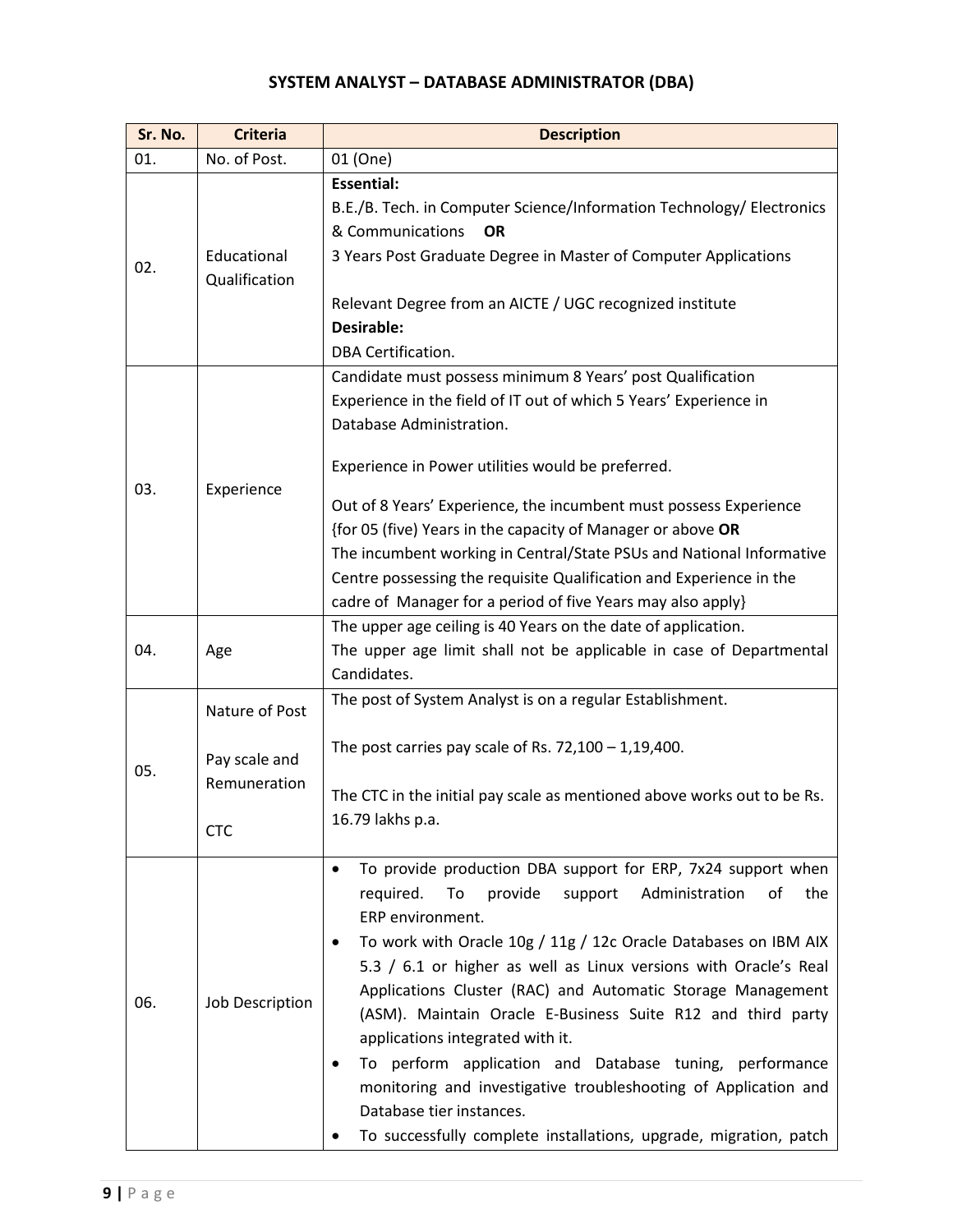## SYSTEM ANALYST – DATABASE ADMINISTRATOR (DBA)

| Sr. No. | Criteria | Description |
|---|---|---|
| 01. | No. of Post. | 01 (One) |
| 02. | Educational Qualification | **Essential:**<br>B.E./B. Tech. in Computer Science/Information Technology/ Electronics & Communications **OR**<br>3 Years Post Graduate Degree in Master of Computer Applications<br><br>Relevant Degree from an AICTE / UGC recognized institute<br>**Desirable:**<br>DBA Certification. |
| 03. | Experience | Candidate must possess minimum 8 Years' post Qualification Experience in the field of IT out of which 5 Years' Experience in Database Administration.<br><br>Experience in Power utilities would be preferred.<br><br>Out of 8 Years' Experience, the incumbent must possess Experience {for 05 (five) Years in the capacity of Manager or above **OR**<br>The incumbent working in Central/State PSUs and National Informative Centre possessing the requisite Qualification and Experience in the cadre of Manager for a period of five Years may also apply} |
| 04. | Age | The upper age ceiling is 40 Years on the date of application.<br>The upper age limit shall not be applicable in case of Departmental Candidates. |
| 05. | Nature of Post<br><br>Pay scale and Remuneration<br><br>CTC | The post of System Analyst is on a regular Establishment.<br><br>The post carries pay scale of Rs. 72,100 – 1,19,400.<br><br>The CTC in the initial pay scale as mentioned above works out to be Rs. 16.79 lakhs p.a. |
| 06. | Job Description | • To provide production DBA support for ERP, 7x24 support when required. To provide support Administration of the ERP environment.<br>• To work with Oracle 10g / 11g / 12c Oracle Databases on IBM AIX 5.3 / 6.1 or higher as well as Linux versions with Oracle's Real Applications Cluster (RAC) and Automatic Storage Management (ASM). Maintain Oracle E-Business Suite R12 and third party applications integrated with it.<br>• To perform application and Database tuning, performance monitoring and investigative troubleshooting of Application and Database tier instances.<br>• To successfully complete installations, upgrade, migration, patch |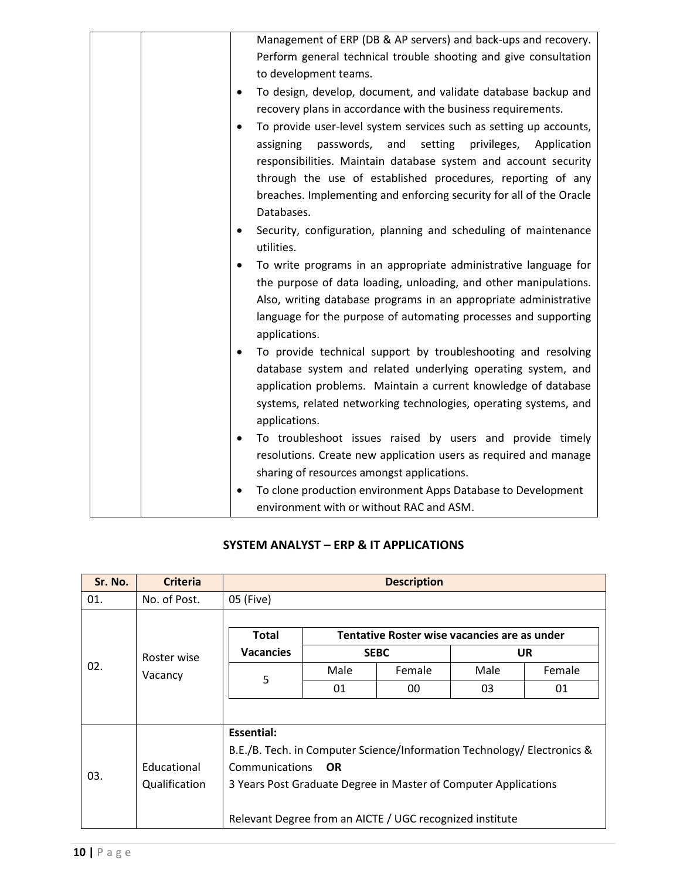| | | |
|---|---|---|
| | | Management of ERP (DB & AP servers) and back-ups and recovery. Perform general technical trouble shooting and give consultation to development teams.<br>• To design, develop, document, and validate database backup and recovery plans in accordance with the business requirements.<br>• To provide user-level system services such as setting up accounts, assigning passwords, and setting privileges, Application responsibilities. Maintain database system and account security through the use of established procedures, reporting of any breaches. Implementing and enforcing security for all of the Oracle Databases.<br>• Security, configuration, planning and scheduling of maintenance utilities.<br>• To write programs in an appropriate administrative language for the purpose of data loading, unloading, and other manipulations. Also, writing database programs in an appropriate administrative language for the purpose of automating processes and supporting applications.<br>• To provide technical support by troubleshooting and resolving database system and related underlying operating system, and application problems. Maintain a current knowledge of database systems, related networking technologies, operating systems, and applications.<br>• To troubleshoot issues raised by users and provide timely resolutions. Create new application users as required and manage sharing of resources amongst applications.<br>• To clone production environment Apps Database to Development environment with or without RAC and ASM. |

## SYSTEM ANALYST – ERP & IT APPLICATIONS

| Sr. No. | Criteria | Description |
|---|---|---|
| 01. | No. of Post. | 05 (Five) |
| 02. | Roster wise Vacancy | (see table below) |
| 03. | Educational Qualification | **Essential:**<br>B.E./B. Tech. in Computer Science/Information Technology/ Electronics & Communications **OR**<br>3 Years Post Graduate Degree in Master of Computer Applications<br><br>Relevant Degree from an AICTE / UGC recognized institute |

Roster wise Vacancy:

| Total Vacancies | Tentative Roster wise vacancies are as under | | | |
|---|---|---|---|---|
| | SEBC | | UR | |
| | Male | Female | Male | Female |
| 5 | 01 | 00 | 03 | 01 |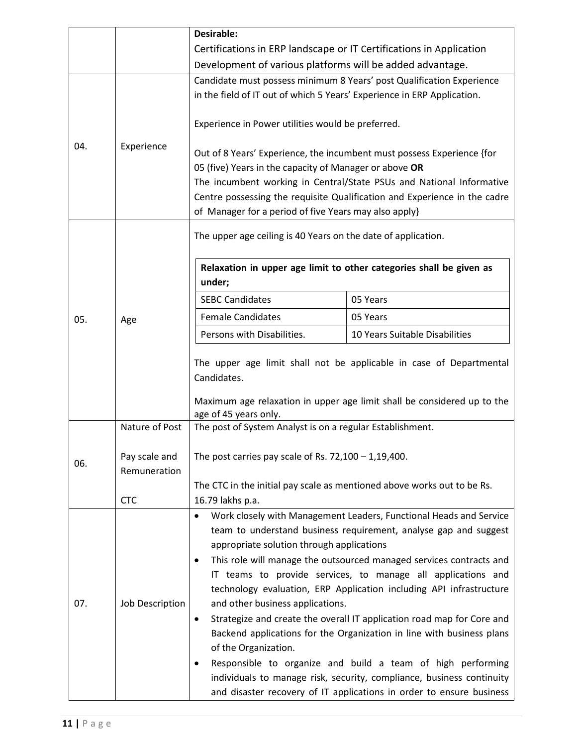|  |  |  |
|---|---|---|
|  |  | **Desirable:**<br>Certifications in ERP landscape or IT Certifications in Application Development of various platforms will be added advantage. |
| 04. | Experience | Candidate must possess minimum 8 Years' post Qualification Experience in the field of IT out of which 5 Years' Experience in ERP Application.<br><br>Experience in Power utilities would be preferred.<br><br>Out of 8 Years' Experience, the incumbent must possess Experience {for 05 (five) Years in the capacity of Manager or above **OR**<br>The incumbent working in Central/State PSUs and National Informative Centre possessing the requisite Qualification and Experience in the cadre of Manager for a period of five Years may also apply} |
| 05. | Age | The upper age ceiling is 40 Years on the date of application.<br><br>**Relaxation in upper age limit to other categories shall be given as under;**<br>SEBC Candidates: 05 Years<br>Female Candidates: 05 Years<br>Persons with Disabilities.: 10 Years Suitable Disabilities<br><br>The upper age limit shall not be applicable in case of Departmental Candidates.<br><br>Maximum age relaxation in upper age limit shall be considered up to the age of 45 years only. |
| 06. | Nature of Post<br><br>Pay scale and Remuneration<br><br>CTC | The post of System Analyst is on a regular Establishment.<br><br>The post carries pay scale of Rs. 72,100 – 1,19,400.<br><br>The CTC in the initial pay scale as mentioned above works out to be Rs. 16.79 lakhs p.a. |
| 07. | Job Description | • Work closely with Management Leaders, Functional Heads and Service team to understand business requirement, analyse gap and suggest appropriate solution through applications<br>• This role will manage the outsourced managed services contracts and IT teams to provide services, to manage all applications and technology evaluation, ERP Application including API infrastructure and other business applications.<br>• Strategize and create the overall IT application road map for Core and Backend applications for the Organization in line with business plans of the Organization.<br>• Responsible to organize and build a team of high performing individuals to manage risk, security, compliance, business continuity and disaster recovery of IT applications in order to ensure business |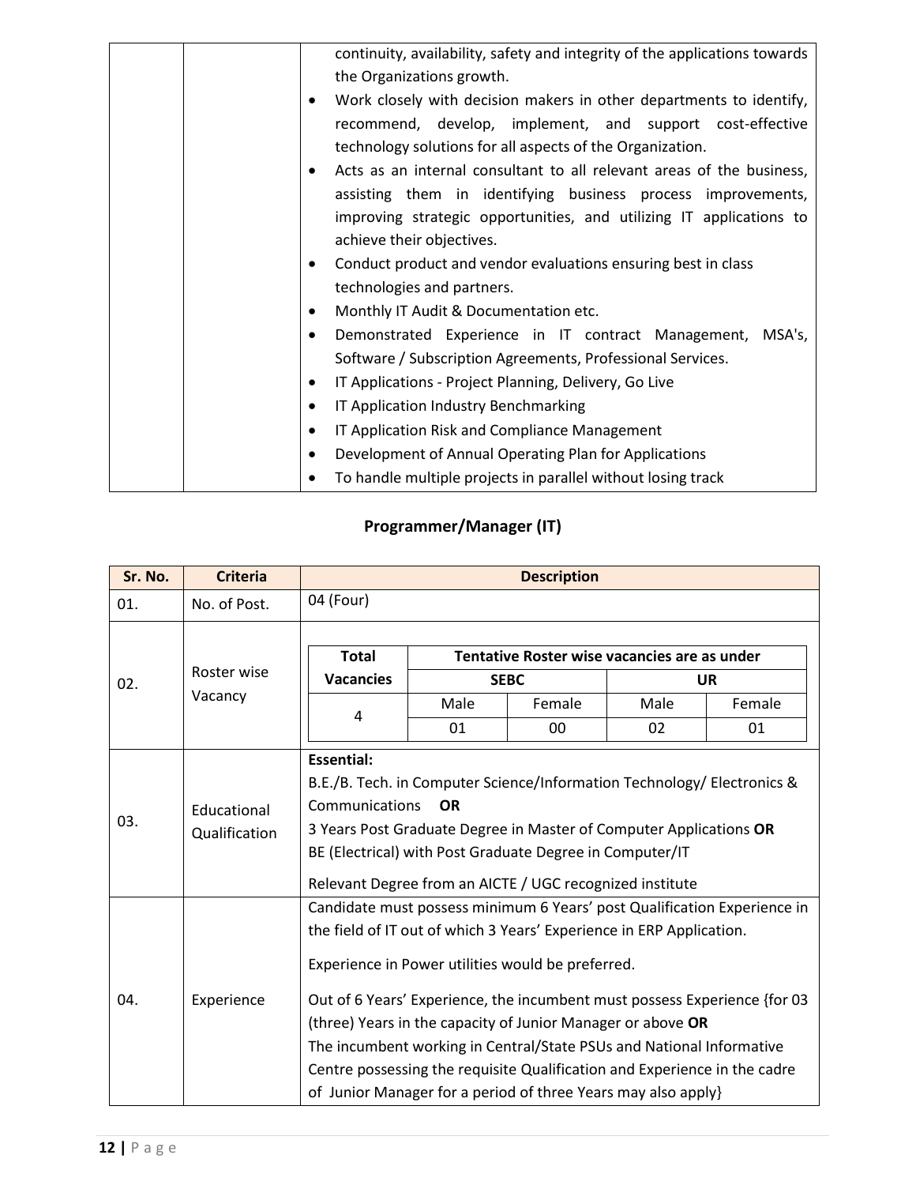| | | |
|---|---|---|
| | | continuity, availability, safety and integrity of the applications towards the Organizations growth.<br>• Work closely with decision makers in other departments to identify, recommend, develop, implement, and support cost-effective technology solutions for all aspects of the Organization.<br>• Acts as an internal consultant to all relevant areas of the business, assisting them in identifying business process improvements, improving strategic opportunities, and utilizing IT applications to achieve their objectives.<br>• Conduct product and vendor evaluations ensuring best in class technologies and partners.<br>• Monthly IT Audit & Documentation etc.<br>• Demonstrated Experience in IT contract Management, MSA's, Software / Subscription Agreements, Professional Services.<br>• IT Applications - Project Planning, Delivery, Go Live<br>• IT Application Industry Benchmarking<br>• IT Application Risk and Compliance Management<br>• Development of Annual Operating Plan for Applications<br>• To handle multiple projects in parallel without losing track |

## Programmer/Manager (IT)

| Sr. No. | Criteria | Description |
|---|---|---|
| 01. | No. of Post. | 04 (Four) |
| 02. | Roster wise Vacancy | (see roster table below) |
| 03. | Educational Qualification | **Essential:**<br>B.E./B. Tech. in Computer Science/Information Technology/ Electronics & Communications **OR**<br>3 Years Post Graduate Degree in Master of Computer Applications **OR**<br>BE (Electrical) with Post Graduate Degree in Computer/IT<br>Relevant Degree from an AICTE / UGC recognized institute |
| 04. | Experience | Candidate must possess minimum 6 Years' post Qualification Experience in the field of IT out of which 3 Years' Experience in ERP Application.<br>Experience in Power utilities would be preferred.<br>Out of 6 Years' Experience, the incumbent must possess Experience {for 03 (three) Years in the capacity of Junior Manager or above **OR**<br>The incumbent working in Central/State PSUs and National Informative Centre possessing the requisite Qualification and Experience in the cadre of Junior Manager for a period of three Years may also apply} |

Roster wise Vacancy:

| Total Vacancies | Tentative Roster wise vacancies are as under | | | |
|---|---|---|---|---|
| | SEBC | | UR | |
| | Male | Female | Male | Female |
| 4 | 01 | 00 | 02 | 01 |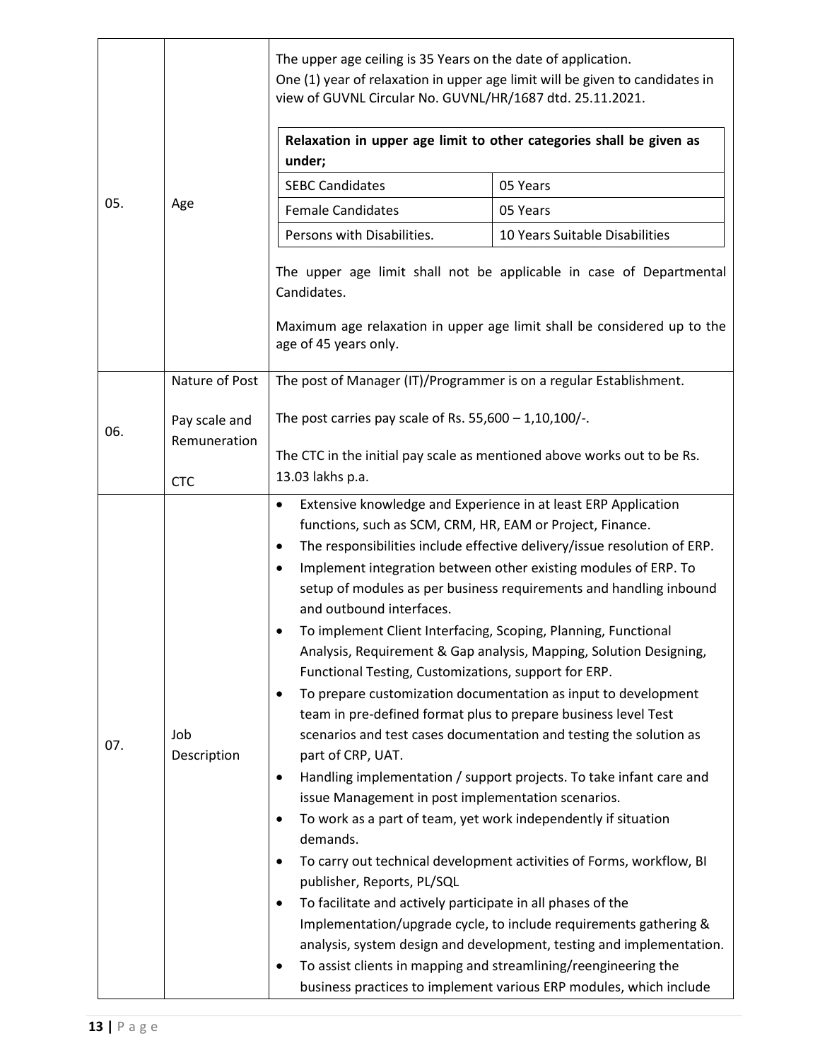| | | |
|---|---|---|
| 05. | Age | The upper age ceiling is 35 Years on the date of application.<br>One (1) year of relaxation in upper age limit will be given to candidates in view of GUVNL Circular No. GUVNL/HR/1687 dtd. 25.11.2021.<br><br>**Relaxation in upper age limit to other categories shall be given as under;**<br>SEBC Candidates: 05 Years<br>Female Candidates: 05 Years<br>Persons with Disabilities.: 10 Years Suitable Disabilities<br><br>The upper age limit shall not be applicable in case of Departmental Candidates.<br><br>Maximum age relaxation in upper age limit shall be considered up to the age of 45 years only. |
| 06. | Nature of Post<br><br>Pay scale and Remuneration<br><br>CTC | The post of Manager (IT)/Programmer is on a regular Establishment.<br><br>The post carries pay scale of Rs. 55,600 – 1,10,100/-.<br><br>The CTC in the initial pay scale as mentioned above works out to be Rs. 13.03 lakhs p.a. |
| 07. | Job Description | • Extensive knowledge and Experience in at least ERP Application functions, such as SCM, CRM, HR, EAM or Project, Finance.<br>• The responsibilities include effective delivery/issue resolution of ERP.<br>• Implement integration between other existing modules of ERP. To setup of modules as per business requirements and handling inbound and outbound interfaces.<br>• To implement Client Interfacing, Scoping, Planning, Functional Analysis, Requirement & Gap analysis, Mapping, Solution Designing, Functional Testing, Customizations, support for ERP.<br>• To prepare customization documentation as input to development team in pre-defined format plus to prepare business level Test scenarios and test cases documentation and testing the solution as part of CRP, UAT.<br>• Handling implementation / support projects. To take infant care and issue Management in post implementation scenarios.<br>• To work as a part of team, yet work independently if situation demands.<br>• To carry out technical development activities of Forms, workflow, BI publisher, Reports, PL/SQL<br>• To facilitate and actively participate in all phases of the Implementation/upgrade cycle, to include requirements gathering & analysis, system design and development, testing and implementation.<br>• To assist clients in mapping and streamlining/reengineering the business practices to implement various ERP modules, which include |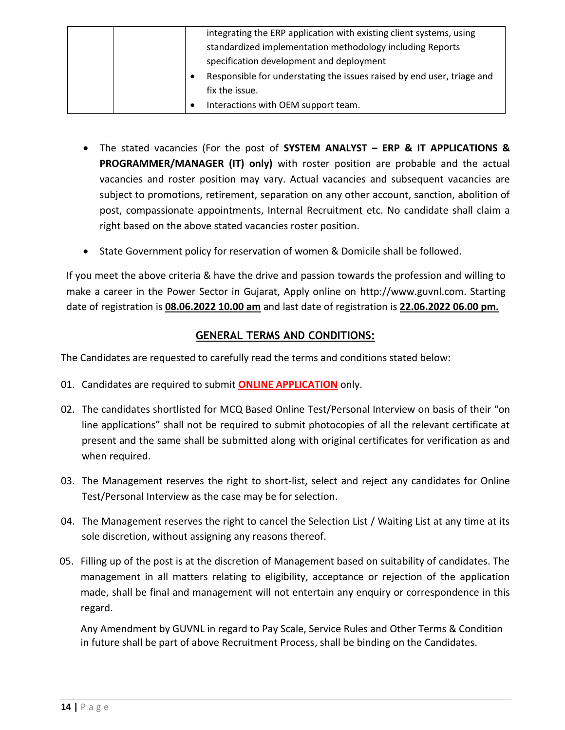|  |  | integrating the ERP application with existing client systems, using standardized implementation methodology including Reports specification development and deployment<br>• Responsible for understating the issues raised by end user, triage and fix the issue.<br>• Interactions with OEM support team. |
|---|---|---|

- The stated vacancies (For the post of **SYSTEM ANALYST – ERP & IT APPLICATIONS & PROGRAMMER/MANAGER (IT) only)** with roster position are probable and the actual vacancies and roster position may vary. Actual vacancies and subsequent vacancies are subject to promotions, retirement, separation on any other account, sanction, abolition of post, compassionate appointments, Internal Recruitment etc. No candidate shall claim a right based on the above stated vacancies roster position.
- State Government policy for reservation of women & Domicile shall be followed.

If you meet the above criteria & have the drive and passion towards the profession and willing to make a career in the Power Sector in Gujarat, Apply online on http://www.guvnl.com. Starting date of registration is **08.06.2022 10.00 am** and last date of registration is **22.06.2022 06.00 pm.**

## GENERAL TERMS AND CONDITIONS:

The Candidates are requested to carefully read the terms and conditions stated below:

01. Candidates are required to submit **ONLINE APPLICATION** only.

02. The candidates shortlisted for MCQ Based Online Test/Personal Interview on basis of their "on line applications" shall not be required to submit photocopies of all the relevant certificate at present and the same shall be submitted along with original certificates for verification as and when required.

03. The Management reserves the right to short-list, select and reject any candidates for Online Test/Personal Interview as the case may be for selection.

04. The Management reserves the right to cancel the Selection List / Waiting List at any time at its sole discretion, without assigning any reasons thereof.

05. Filling up of the post is at the discretion of Management based on suitability of candidates. The management in all matters relating to eligibility, acceptance or rejection of the application made, shall be final and management will not entertain any enquiry or correspondence in this regard.

    Any Amendment by GUVNL in regard to Pay Scale, Service Rules and Other Terms & Condition in future shall be part of above Recruitment Process, shall be binding on the Candidates.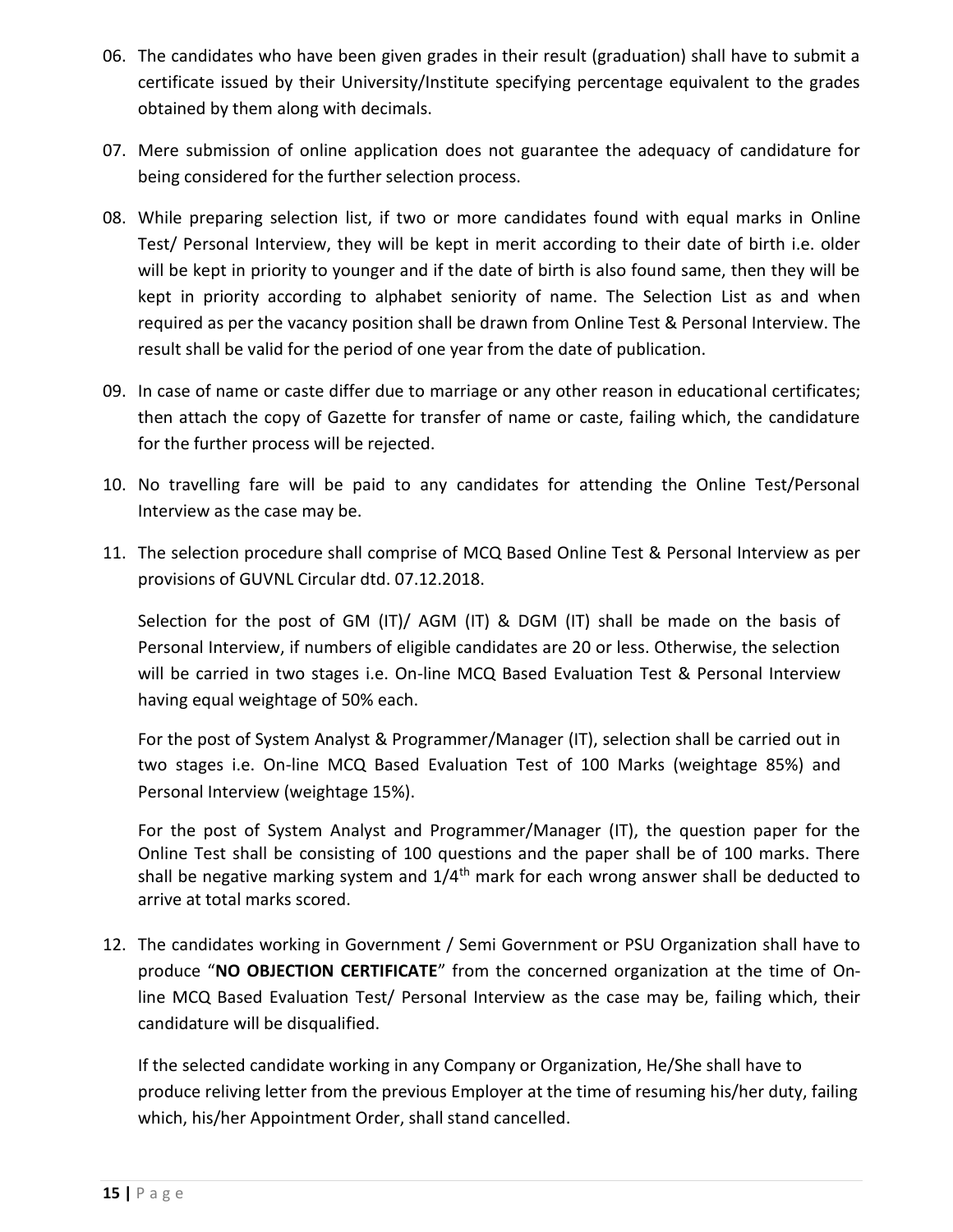06. The candidates who have been given grades in their result (graduation) shall have to submit a certificate issued by their University/Institute specifying percentage equivalent to the grades obtained by them along with decimals.

07. Mere submission of online application does not guarantee the adequacy of candidature for being considered for the further selection process.

08. While preparing selection list, if two or more candidates found with equal marks in Online Test/ Personal Interview, they will be kept in merit according to their date of birth i.e. older will be kept in priority to younger and if the date of birth is also found same, then they will be kept in priority according to alphabet seniority of name. The Selection List as and when required as per the vacancy position shall be drawn from Online Test & Personal Interview. The result shall be valid for the period of one year from the date of publication.

09. In case of name or caste differ due to marriage or any other reason in educational certificates; then attach the copy of Gazette for transfer of name or caste, failing which, the candidature for the further process will be rejected.

10. No travelling fare will be paid to any candidates for attending the Online Test/Personal Interview as the case may be.

11. The selection procedure shall comprise of MCQ Based Online Test & Personal Interview as per provisions of GUVNL Circular dtd. 07.12.2018.

    Selection for the post of GM (IT)/ AGM (IT) & DGM (IT) shall be made on the basis of Personal Interview, if numbers of eligible candidates are 20 or less. Otherwise, the selection will be carried in two stages i.e. On-line MCQ Based Evaluation Test & Personal Interview having equal weightage of 50% each.

    For the post of System Analyst & Programmer/Manager (IT), selection shall be carried out in two stages i.e. On-line MCQ Based Evaluation Test of 100 Marks (weightage 85%) and Personal Interview (weightage 15%).

    For the post of System Analyst and Programmer/Manager (IT), the question paper for the Online Test shall be consisting of 100 questions and the paper shall be of 100 marks. There shall be negative marking system and $1/4^{th}$ mark for each wrong answer shall be deducted to arrive at total marks scored.

12. The candidates working in Government / Semi Government or PSU Organization shall have to produce "**NO OBJECTION CERTIFICATE**" from the concerned organization at the time of On-line MCQ Based Evaluation Test/ Personal Interview as the case may be, failing which, their candidature will be disqualified.

    If the selected candidate working in any Company or Organization, He/She shall have to produce reliving letter from the previous Employer at the time of resuming his/her duty, failing which, his/her Appointment Order, shall stand cancelled.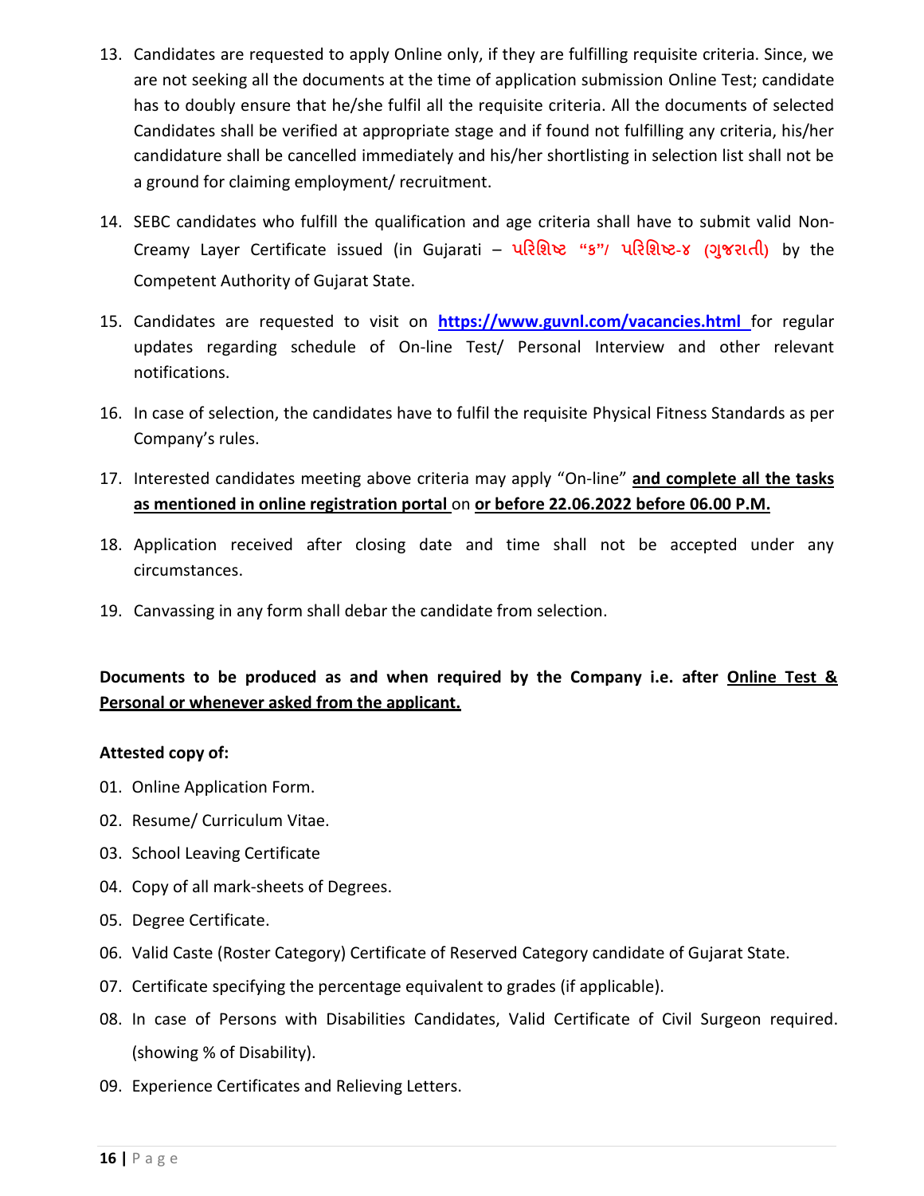13. Candidates are requested to apply Online only, if they are fulfilling requisite criteria. Since, we are not seeking all the documents at the time of application submission Online Test; candidate has to doubly ensure that he/she fulfil all the requisite criteria. All the documents of selected Candidates shall be verified at appropriate stage and if found not fulfilling any criteria, his/her candidature shall be cancelled immediately and his/her shortlisting in selection list shall not be a ground for claiming employment/ recruitment.

14. SEBC candidates who fulfill the qualification and age criteria shall have to submit valid Non-Creamy Layer Certificate issued (in Gujarati – પરિશિષ્ટ "ક"/ પરિશિષ્ટ-૪ (ગુજરાતી) by the Competent Authority of Gujarat State.

15. Candidates are requested to visit on **https://www.guvnl.com/vacancies.html** for regular updates regarding schedule of On-line Test/ Personal Interview and other relevant notifications.

16. In case of selection, the candidates have to fulfil the requisite Physical Fitness Standards as per Company's rules.

17. Interested candidates meeting above criteria may apply "On-line" **and complete all the tasks as mentioned in online registration portal** on **or before 22.06.2022 before 06.00 P.M.**

18. Application received after closing date and time shall not be accepted under any circumstances.

19. Canvassing in any form shall debar the candidate from selection.

**Documents to be produced as and when required by the Company i.e. after Online Test & Personal or whenever asked from the applicant.**

**Attested copy of:**

01. Online Application Form.
02. Resume/ Curriculum Vitae.
03. School Leaving Certificate
04. Copy of all mark-sheets of Degrees.
05. Degree Certificate.
06. Valid Caste (Roster Category) Certificate of Reserved Category candidate of Gujarat State.
07. Certificate specifying the percentage equivalent to grades (if applicable).
08. In case of Persons with Disabilities Candidates, Valid Certificate of Civil Surgeon required. (showing % of Disability).
09. Experience Certificates and Relieving Letters.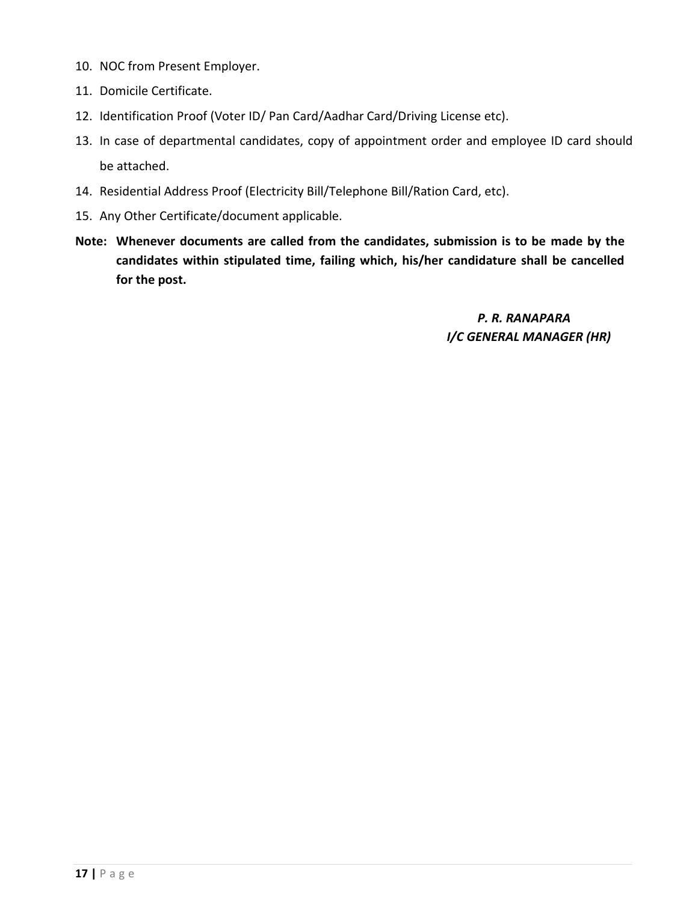10. NOC from Present Employer.
11. Domicile Certificate.
12. Identification Proof (Voter ID/ Pan Card/Aadhar Card/Driving License etc).
13. In case of departmental candidates, copy of appointment order and employee ID card should be attached.
14. Residential Address Proof (Electricity Bill/Telephone Bill/Ration Card, etc).
15. Any Other Certificate/document applicable.

**Note: Whenever documents are called from the candidates, submission is to be made by the candidates within stipulated time, failing which, his/her candidature shall be cancelled for the post.**

***P. R. RANAPARA***
***I/C GENERAL MANAGER (HR)***